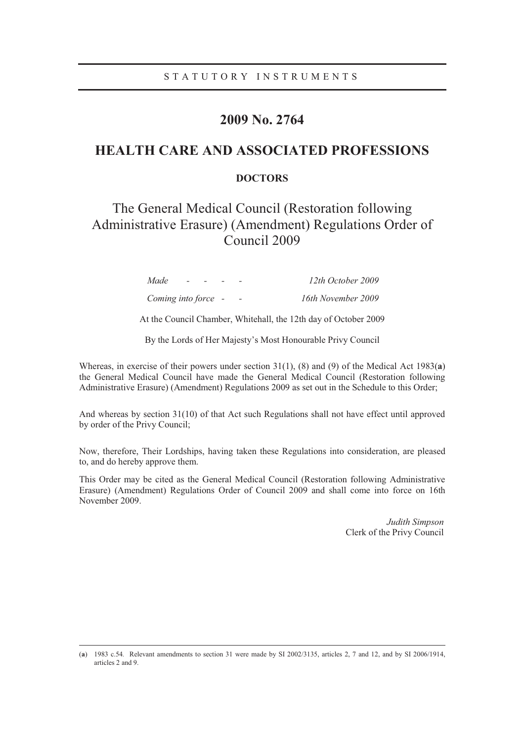STATUTORY INSTRUMENTS

# 2009 No. 2764

## HEALTH CARE AND ASSOCIATED PROFESSIONS

### DOCTORS

## The General Medical Council (Restoration following Administrative Erasure) (Amendment) Regulations Order of Council 2009

| | |
|---|---|
| *Made - - - -* | *12th October 2009* |
| *Coming into force - -* | *16th November 2009* |

At the Council Chamber, Whitehall, the 12th day of October 2009

By the Lords of Her Majesty's Most Honourable Privy Council

Whereas, in exercise of their powers under section 31(1), (8) and (9) of the Medical Act 1983(**a**) the General Medical Council have made the General Medical Council (Restoration following Administrative Erasure) (Amendment) Regulations 2009 as set out in the Schedule to this Order;

And whereas by section 31(10) of that Act such Regulations shall not have effect until approved by order of the Privy Council;

Now, therefore, Their Lordships, having taken these Regulations into consideration, are pleased to, and do hereby approve them.

This Order may be cited as the General Medical Council (Restoration following Administrative Erasure) (Amendment) Regulations Order of Council 2009 and shall come into force on 16th November 2009.

*Judith Simpson*
Clerk of the Privy Council

---

(**a**) 1983 c.54. Relevant amendments to section 31 were made by SI 2002/3135, articles 2, 7 and 12, and by SI 2006/1914, articles 2 and 9.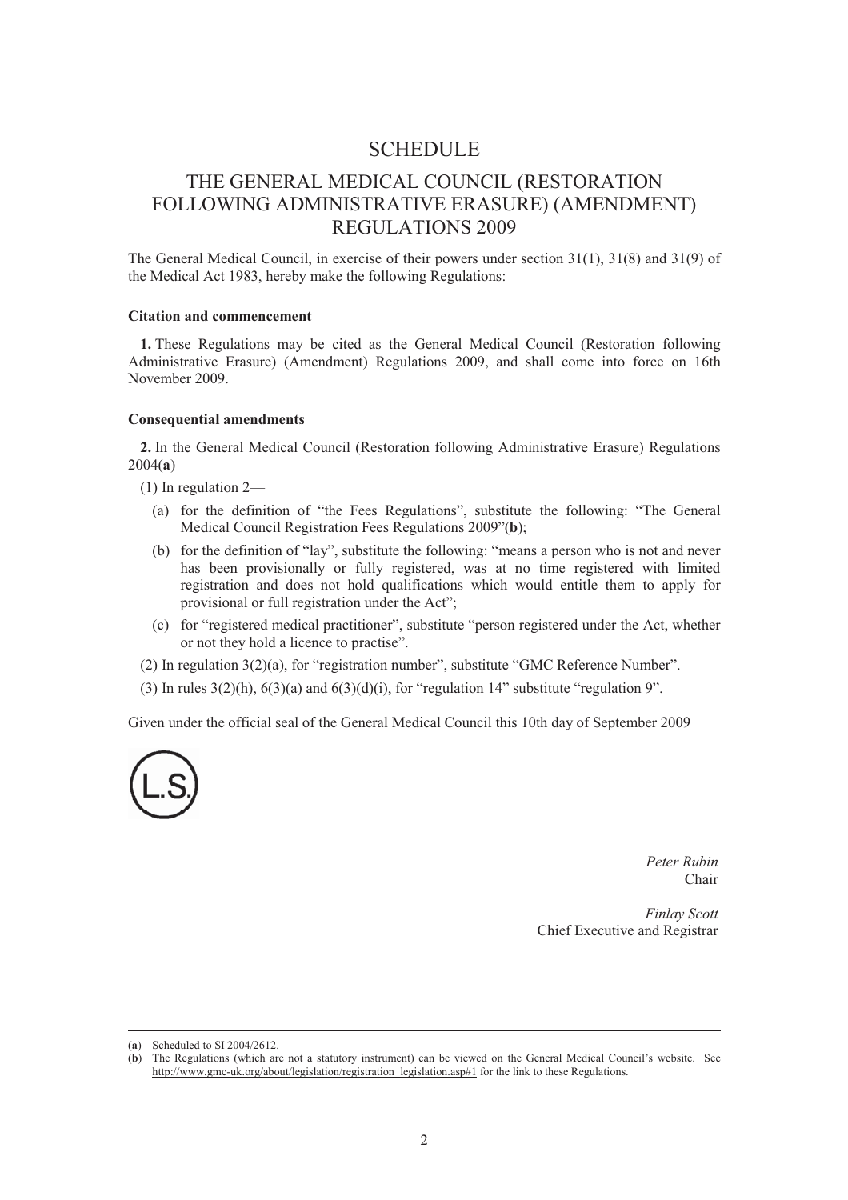# SCHEDULE

## THE GENERAL MEDICAL COUNCIL (RESTORATION FOLLOWING ADMINISTRATIVE ERASURE) (AMENDMENT) REGULATIONS 2009

The General Medical Council, in exercise of their powers under section 31(1), 31(8) and 31(9) of the Medical Act 1983, hereby make the following Regulations:

**Citation and commencement**

**1.** These Regulations may be cited as the General Medical Council (Restoration following Administrative Erasure) (Amendment) Regulations 2009, and shall come into force on 16th November 2009.

**Consequential amendments**

**2.** In the General Medical Council (Restoration following Administrative Erasure) Regulations 2004(**a**)—

(1) In regulation 2—

(a) for the definition of "the Fees Regulations", substitute the following: "The General Medical Council Registration Fees Regulations 2009"(**b**);

(b) for the definition of "lay", substitute the following: "means a person who is not and never has been provisionally or fully registered, was at no time registered with limited registration and does not hold qualifications which would entitle them to apply for provisional or full registration under the Act";

(c) for "registered medical practitioner", substitute "person registered under the Act, whether or not they hold a licence to practise".

(2) In regulation 3(2)(a), for "registration number", substitute "GMC Reference Number".

(3) In rules 3(2)(h), 6(3)(a) and 6(3)(d)(i), for "regulation 14" substitute "regulation 9".

Given under the official seal of the General Medical Council this 10th day of September 2009

(L.S.)

*Peter Rubin*
Chair

*Finlay Scott*
Chief Executive and Registrar

---

(**a**) Scheduled to SI 2004/2612.

(**b**) The Regulations (which are not a statutory instrument) can be viewed on the General Medical Council's website. See http://www.gmc-uk.org/about/legislation/registration_legislation.asp#1 for the link to these Regulations.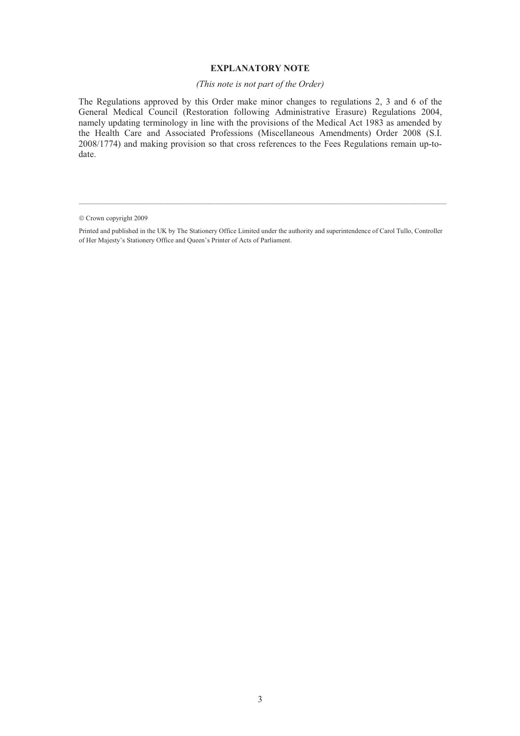**EXPLANATORY NOTE**

*(This note is not part of the Order)*

The Regulations approved by this Order make minor changes to regulations 2, 3 and 6 of the General Medical Council (Restoration following Administrative Erasure) Regulations 2004, namely updating terminology in line with the provisions of the Medical Act 1983 as amended by the Health Care and Associated Professions (Miscellaneous Amendments) Order 2008 (S.I. 2008/1774) and making provision so that cross references to the Fees Regulations remain up-to-date.

---

© Crown copyright 2009

Printed and published in the UK by The Stationery Office Limited under the authority and superintendence of Carol Tullo, Controller of Her Majesty's Stationery Office and Queen's Printer of Acts of Parliament.